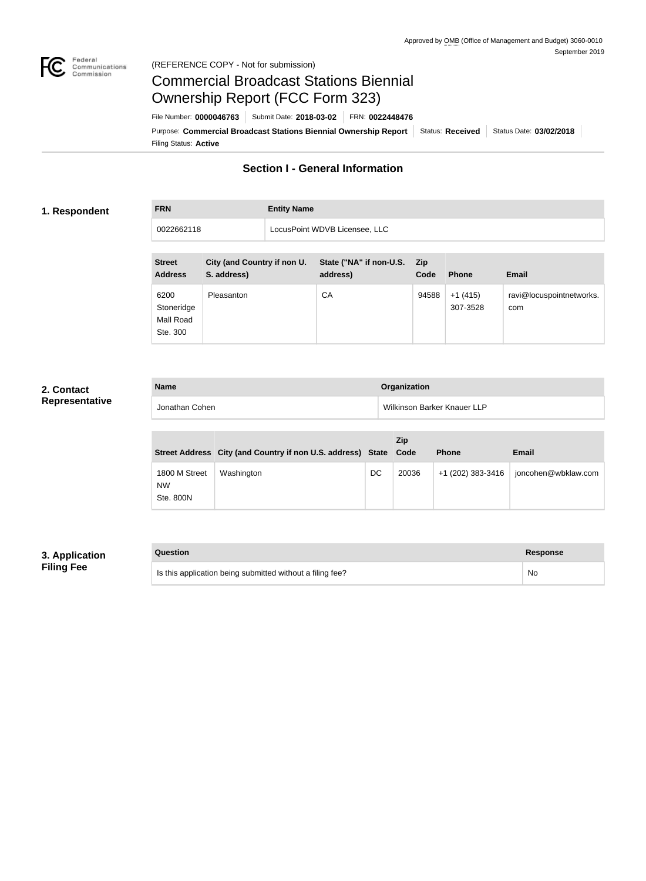Approved by OMB (Office of Management and Budget) 3060-0010
September 2019

(REFERENCE COPY - Not for submission)

# Commercial Broadcast Stations Biennial Ownership Report (FCC Form 323)

File Number: **0000046763** | Submit Date: **2018-03-02** | FRN: **0022448476**

Purpose: **Commercial Broadcast Stations Biennial Ownership Report** | Status: **Received** | Status Date: **03/02/2018**

Filing Status: **Active**

## Section I - General Information

### 1. Respondent

| FRN | Entity Name |
|---|---|
| 0022662118 | LocusPoint WDVB Licensee, LLC |

| Street Address | City (and Country if non U. S. address) | State ("NA" if non-U.S. address) | Zip Code | Phone | Email |
|---|---|---|---|---|---|
| 6200 Stoneridge Mall Road Ste. 300 | Pleasanton | CA | 94588 | +1 (415) 307-3528 | ravi@locuspointnetworks.com |

### 2. Contact Representative

| Name | Organization |
|---|---|
| Jonathan Cohen | Wilkinson Barker Knauer LLP |

| Street Address | City (and Country if non U.S. address) | State | Zip Code | Phone | Email |
|---|---|---|---|---|---|
| 1800 M Street NW Ste. 800N | Washington | DC | 20036 | +1 (202) 383-3416 | joncohen@wbklaw.com |

### 3. Application Filing Fee

| Question | Response |
|---|---|
| Is this application being submitted without a filing fee? | No |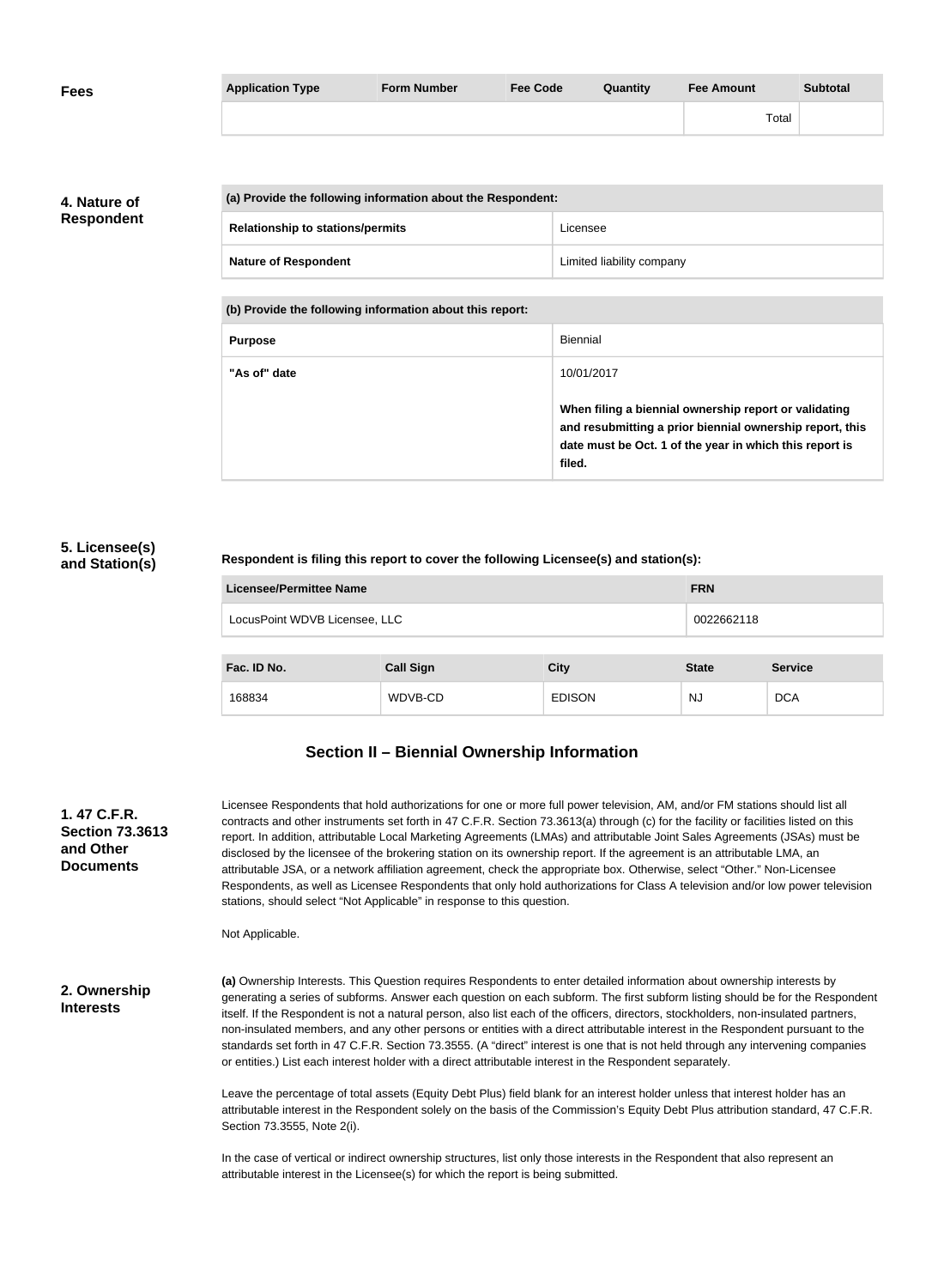**Fees**

| Application Type | Form Number | Fee Code | Quantity | Fee Amount | Subtotal |
|---|---|---|---|---|---|
| | | | | Total | |

**4. Nature of Respondent**

| (a) Provide the following information about the Respondent: | |
|---|---|
| Relationship to stations/permits | Licensee |
| Nature of Respondent | Limited liability company |

| (b) Provide the following information about this report: | |
|---|---|
| Purpose | Biennial |
| "As of" date | 10/01/2017<br><br>**When filing a biennial ownership report or validating and resubmitting a prior biennial ownership report, this date must be Oct. 1 of the year in which this report is filed.** |

**5. Licensee(s) and Station(s)**

**Respondent is filing this report to cover the following Licensee(s) and station(s):**

| Licensee/Permittee Name | FRN |
|---|---|
| LocusPoint WDVB Licensee, LLC | 0022662118 |

| Fac. ID No. | Call Sign | City | State | Service |
|---|---|---|---|---|
| 168834 | WDVB-CD | EDISON | NJ | DCA |

## Section II – Biennial Ownership Information

**1. 47 C.F.R. Section 73.3613 and Other Documents**

Licensee Respondents that hold authorizations for one or more full power television, AM, and/or FM stations should list all contracts and other instruments set forth in 47 C.F.R. Section 73.3613(a) through (c) for the facility or facilities listed on this report. In addition, attributable Local Marketing Agreements (LMAs) and attributable Joint Sales Agreements (JSAs) must be disclosed by the licensee of the brokering station on its ownership report. If the agreement is an attributable LMA, an attributable JSA, or a network affiliation agreement, check the appropriate box. Otherwise, select "Other." Non-Licensee Respondents, as well as Licensee Respondents that only hold authorizations for Class A television and/or low power television stations, should select "Not Applicable" in response to this question.

Not Applicable.

**2. Ownership Interests**

**(a)** Ownership Interests. This Question requires Respondents to enter detailed information about ownership interests by generating a series of subforms. Answer each question on each subform. The first subform listing should be for the Respondent itself. If the Respondent is not a natural person, also list each of the officers, directors, stockholders, non-insulated partners, non-insulated members, and any other persons or entities with a direct attributable interest in the Respondent pursuant to the standards set forth in 47 C.F.R. Section 73.3555. (A "direct" interest is one that is not held through any intervening companies or entities.) List each interest holder with a direct attributable interest in the Respondent separately.

Leave the percentage of total assets (Equity Debt Plus) field blank for an interest holder unless that interest holder has an attributable interest in the Respondent solely on the basis of the Commission's Equity Debt Plus attribution standard, 47 C.F.R. Section 73.3555, Note 2(i).

In the case of vertical or indirect ownership structures, list only those interests in the Respondent that also represent an attributable interest in the Licensee(s) for which the report is being submitted.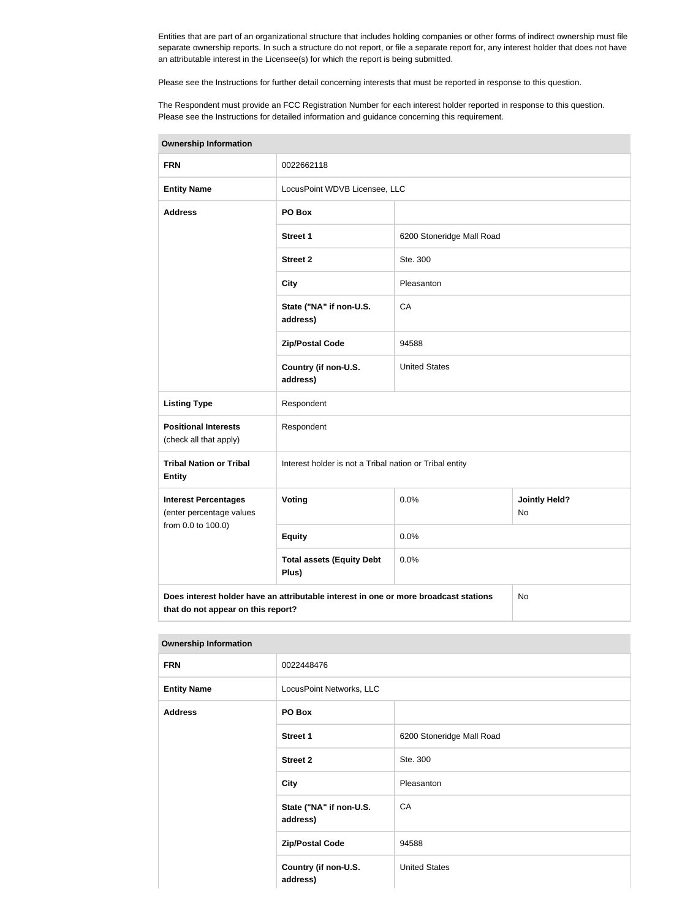Entities that are part of an organizational structure that includes holding companies or other forms of indirect ownership must file separate ownership reports. In such a structure do not report, or file a separate report for, any interest holder that does not have an attributable interest in the Licensee(s) for which the report is being submitted.

Please see the Instructions for further detail concerning interests that must be reported in response to this question.

The Respondent must provide an FCC Registration Number for each interest holder reported in response to this question. Please see the Instructions for detailed information and guidance concerning this requirement.

| Ownership Information | | | |
|---|---|---|---|
| **FRN** | 0022662118 | | |
| **Entity Name** | LocusPoint WDVB Licensee, LLC | | |
| **Address** | **PO Box** | | |
| | **Street 1** | 6200 Stoneridge Mall Road | |
| | **Street 2** | Ste. 300 | |
| | **City** | Pleasanton | |
| | **State ("NA" if non-U.S. address)** | CA | |
| | **Zip/Postal Code** | 94588 | |
| | **Country (if non-U.S. address)** | United States | |
| **Listing Type** | Respondent | | |
| **Positional Interests** (check all that apply) | Respondent | | |
| **Tribal Nation or Tribal Entity** | Interest holder is not a Tribal nation or Tribal entity | | |
| **Interest Percentages** (enter percentage values from 0.0 to 100.0) | **Voting** | 0.0% | **Jointly Held?** No |
| | **Equity** | 0.0% | |
| | **Total assets (Equity Debt Plus)** | 0.0% | |
| **Does interest holder have an attributable interest in one or more broadcast stations that do not appear on this report?** | | | No |

| Ownership Information | | |
|---|---|---|
| **FRN** | 0022448476 | |
| **Entity Name** | LocusPoint Networks, LLC | |
| **Address** | **PO Box** | |
| | **Street 1** | 6200 Stoneridge Mall Road |
| | **Street 2** | Ste. 300 |
| | **City** | Pleasanton |
| | **State ("NA" if non-U.S. address)** | CA |
| | **Zip/Postal Code** | 94588 |
| | **Country (if non-U.S. address)** | United States |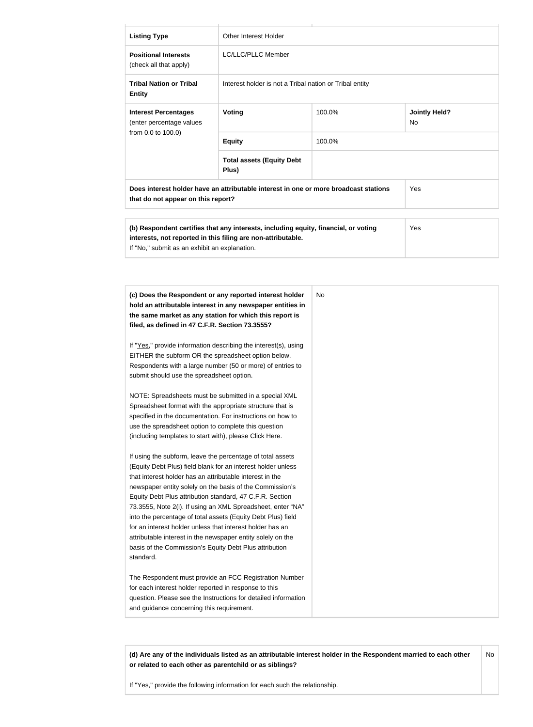| | | | |
|---|---|---|---|
| **Listing Type** | Other Interest Holder | | |
| **Positional Interests** (check all that apply) | LC/LLC/PLLC Member | | |
| **Tribal Nation or Tribal Entity** | Interest holder is not a Tribal nation or Tribal entity | | |
| **Interest Percentages** (enter percentage values from 0.0 to 100.0) | **Voting** | 100.0% | **Jointly Held?** No |
| | **Equity** | 100.0% | |
| | **Total assets (Equity Debt Plus)** | | |
| **Does interest holder have an attributable interest in one or more broadcast stations that do not appear on this report?** | | | Yes |

| | |
|---|---|
| **(b) Respondent certifies that any interests, including equity, financial, or voting interests, not reported in this filing are non-attributable.** If "No," submit as an exhibit an explanation. | Yes |

| | |
|---|---|
| **(c) Does the Respondent or any reported interest holder hold an attributable interest in any newspaper entities in the same market as any station for which this report is filed, as defined in 47 C.F.R. Section 73.3555?**<br><br>If "Yes," provide information describing the interest(s), using EITHER the subform OR the spreadsheet option below. Respondents with a large number (50 or more) of entries to submit should use the spreadsheet option.<br><br>NOTE: Spreadsheets must be submitted in a special XML Spreadsheet format with the appropriate structure that is specified in the documentation. For instructions on how to use the spreadsheet option to complete this question (including templates to start with), please Click Here.<br><br>If using the subform, leave the percentage of total assets (Equity Debt Plus) field blank for an interest holder unless that interest holder has an attributable interest in the newspaper entity solely on the basis of the Commission's Equity Debt Plus attribution standard, 47 C.F.R. Section 73.3555, Note 2(i). If using an XML Spreadsheet, enter "NA" into the percentage of total assets (Equity Debt Plus) field for an interest holder unless that interest holder has an attributable interest in the newspaper entity solely on the basis of the Commission's Equity Debt Plus attribution standard.<br><br>The Respondent must provide an FCC Registration Number for each interest holder reported in response to this question. Please see the Instructions for detailed information and guidance concerning this requirement. | No |

| | |
|---|---|
| **(d) Are any of the individuals listed as an attributable interest holder in the Respondent married to each other or related to each other as parentchild or as siblings?**<br><br>If "Yes," provide the following information for each such the relationship. | No |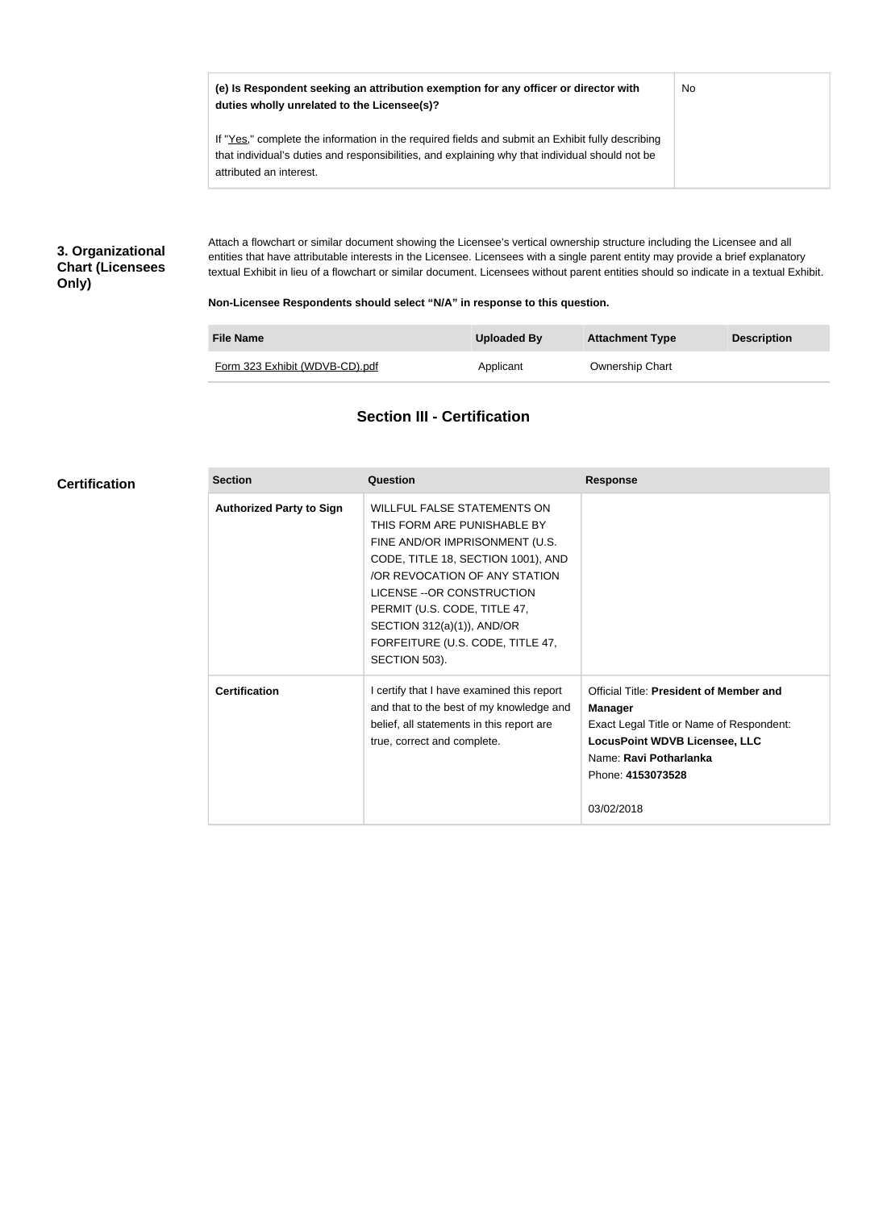| | |
|---|---|
| **(e) Is Respondent seeking an attribution exemption for any officer or director with duties wholly unrelated to the Licensee(s)?**<br><br>If "Yes," complete the information in the required fields and submit an Exhibit fully describing that individual's duties and responsibilities, and explaining why that individual should not be attributed an interest. | No |

### 3. Organizational Chart (Licensees Only)

Attach a flowchart or similar document showing the Licensee's vertical ownership structure including the Licensee and all entities that have attributable interests in the Licensee. Licensees with a single parent entity may provide a brief explanatory textual Exhibit in lieu of a flowchart or similar document. Licensees without parent entities should so indicate in a textual Exhibit.

**Non-Licensee Respondents should select "N/A" in response to this question.**

| File Name | Uploaded By | Attachment Type | Description |
|---|---|---|---|
| Form 323 Exhibit (WDVB-CD).pdf | Applicant | Ownership Chart | |

## Section III - Certification

### Certification

| Section | Question | Response |
|---|---|---|
| **Authorized Party to Sign** | WILLFUL FALSE STATEMENTS ON THIS FORM ARE PUNISHABLE BY FINE AND/OR IMPRISONMENT (U.S. CODE, TITLE 18, SECTION 1001), AND /OR REVOCATION OF ANY STATION LICENSE --OR CONSTRUCTION PERMIT (U.S. CODE, TITLE 47, SECTION 312(a)(1)), AND/OR FORFEITURE (U.S. CODE, TITLE 47, SECTION 503). | |
| **Certification** | I certify that I have examined this report and that to the best of my knowledge and belief, all statements in this report are true, correct and complete. | Official Title: **President of Member and Manager**<br>Exact Legal Title or Name of Respondent: **LocusPoint WDVB Licensee, LLC**<br>Name: **Ravi Potharlanka**<br>Phone: **4153073528**<br><br>03/02/2018 |